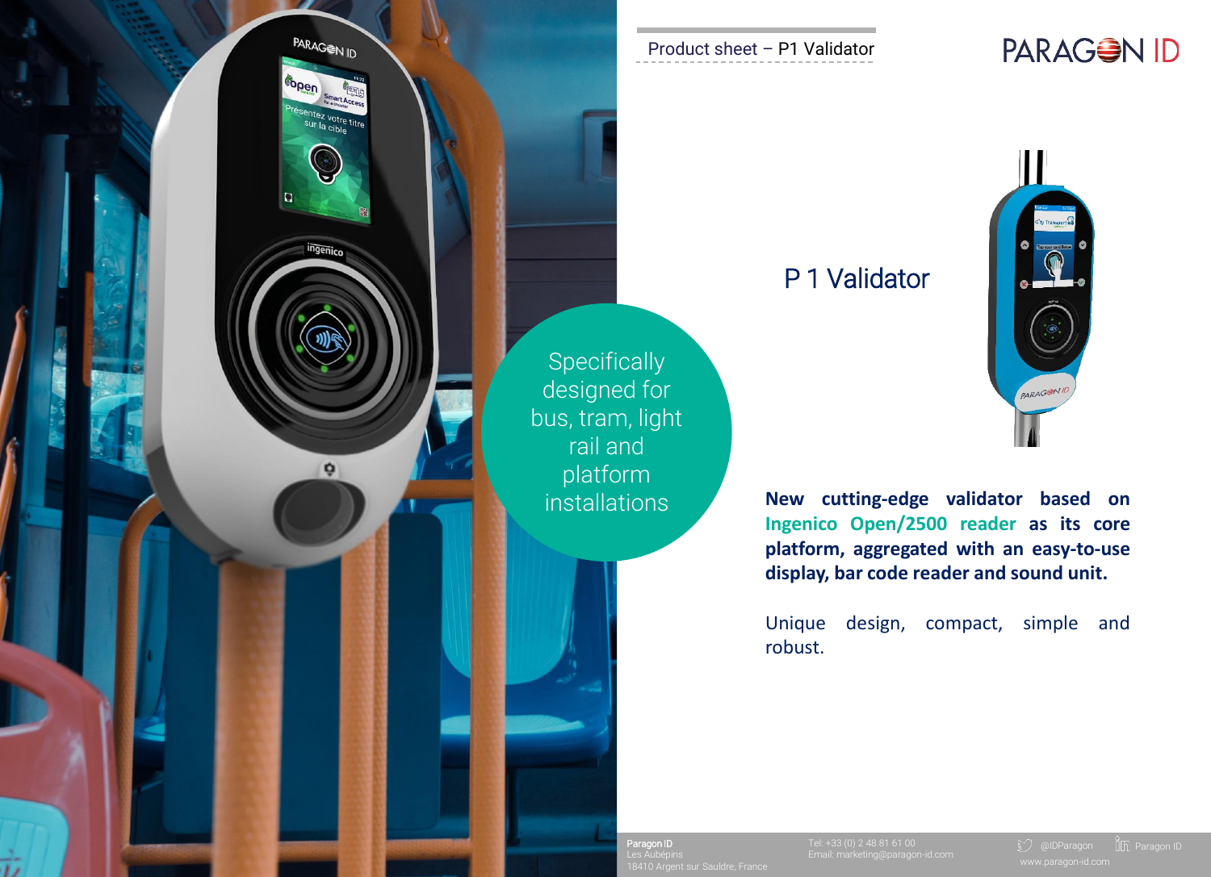Product sheet – P1 Validator

# P 1 Validator

Specifically designed for bus, tram, light rail and platform installations

**New cutting-edge validator based on Ingenico Open/2500 reader as its core platform, aggregated with an easy-to-use display, bar code reader and sound unit.**

Unique design, compact, simple and robust.

Paragon ID
Les Aubépins
18410 Argent sur Sauldre, France

Tel: +33 (0) 2 48 81 61 00
Email: marketing@paragon-id.com

@IDParagon
Paragon ID
www.paragon-id.com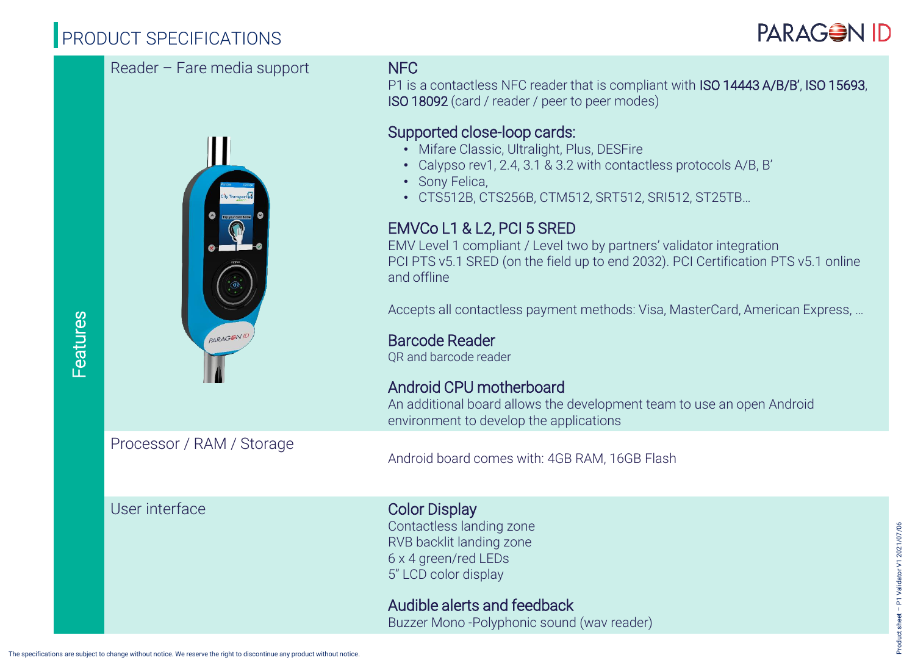# PRODUCT SPECIFICATIONS

## Features

### Reader – Fare media support

#### NFC

P1 is a contactless NFC reader that is compliant with **ISO 14443 A/B/B'**, **ISO 15693**, **ISO 18092** (card / reader / peer to peer modes)

#### Supported close-loop cards:

- Mifare Classic, Ultralight, Plus, DESFire
- Calypso rev1, 2.4, 3.1 & 3.2 with contactless protocols A/B, B'
- Sony Felica,
- CTS512B, CTS256B, CTM512, SRT512, SRI512, ST25TB…

#### EMVCo L1 & L2, PCI 5 SRED

EMV Level 1 compliant / Level two by partners' validator integration
PCI PTS v5.1 SRED (on the field up to end 2032). PCI Certification PTS v5.1 online and offline

Accepts all contactless payment methods: Visa, MasterCard, American Express, …

#### Barcode Reader

QR and barcode reader

#### Android CPU motherboard

An additional board allows the development team to use an open Android environment to develop the applications

### Processor / RAM / Storage

Android board comes with: 4GB RAM, 16GB Flash

### User interface

#### Color Display

Contactless landing zone
RVB backlit landing zone
6 x 4 green/red LEDs
5" LCD color display

#### Audible alerts and feedback

Buzzer Mono -Polyphonic sound (wav reader)

The specifications are subject to change without notice. We reserve the right to discontinue any product without notice.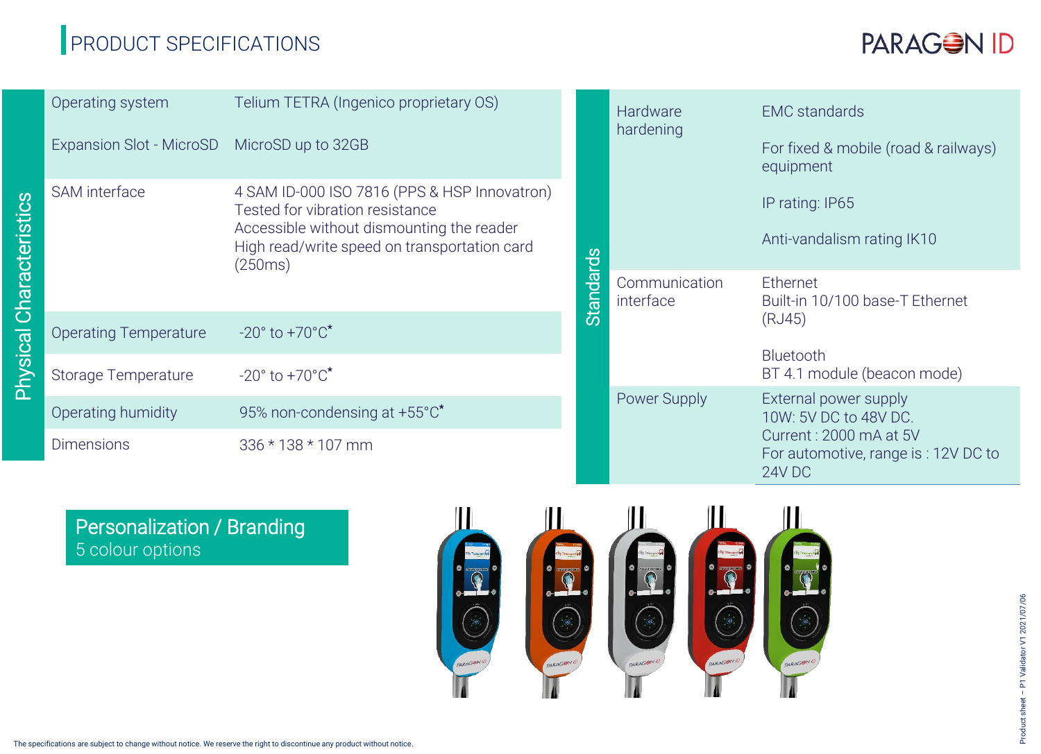# PRODUCT SPECIFICATIONS

## Physical Characteristics

| | |
|---|---|
| Operating system | Telium TETRA (Ingenico proprietary OS) |
| Expansion Slot - MicroSD | MicroSD up to 32GB |
| SAM interface | 4 SAM ID-000 ISO 7816 (PPS & HSP Innovatron)<br>Tested for vibration resistance<br>Accessible without dismounting the reader<br>High read/write speed on transportation card (250ms) |
| Operating Temperature | -20° to +70°C* |
| Storage Temperature | -20° to +70°C* |
| Operating humidity | 95% non-condensing at +55°C* |
| Dimensions | 336 * 138 * 107 mm |

## Standards

| | |
|---|---|
| Hardware hardening | EMC standards<br>For fixed & mobile (road & railways) equipment<br>IP rating: IP65<br>Anti-vandalism rating IK10 |
| Communication interface | Ethernet<br>Built-in 10/100 base-T Ethernet (RJ45)<br>Bluetooth<br>BT 4.1 module (beacon mode) |
| Power Supply | External power supply<br>10W: 5V DC to 48V DC.<br>Current : 2000 mA at 5V<br>For automotive, range is : 12V DC to 24V DC |

## Personalization / Branding

5 colour options

The specifications are subject to change without notice. We reserve the right to discontinue any product without notice.

Product sheet – P1 Validator V1 2021/07/06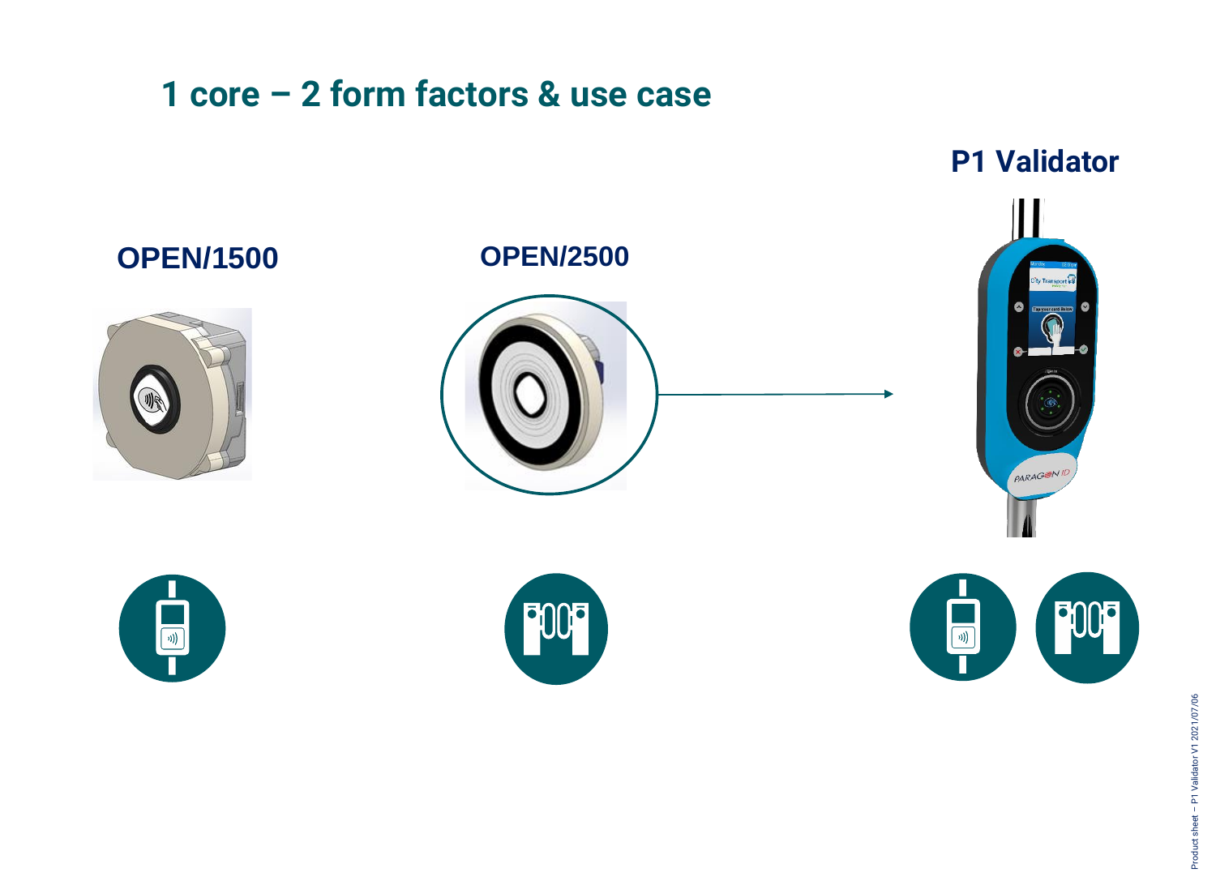# 1 core – 2 form factors & use case

**P1 Validator**

**OPEN/1500**

**OPEN/2500**